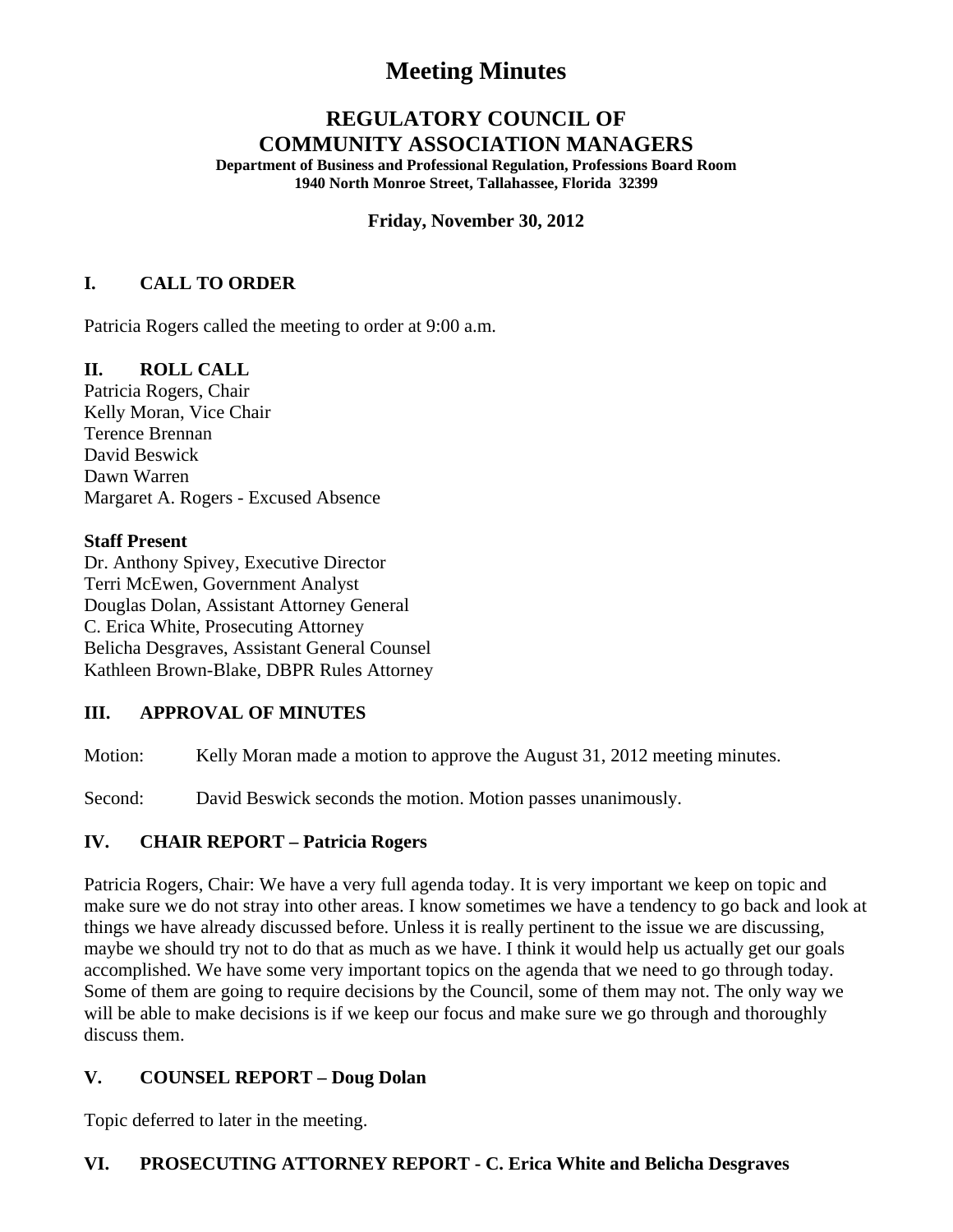# Meeting Minutes

## REGULATORY COUNCIL OF COMMUNITY ASSOCIATION MANAGERS

**Department of Business and Professional Regulation, Professions Board Room**
**1940 North Monroe Street, Tallahassee, Florida 32399**

**Friday, November 30, 2012**

### I. CALL TO ORDER

Patricia Rogers called the meeting to order at 9:00 a.m.

### II. ROLL CALL

Patricia Rogers, Chair
Kelly Moran, Vice Chair
Terence Brennan
David Beswick
Dawn Warren
Margaret A. Rogers - Excused Absence

**Staff Present**

Dr. Anthony Spivey, Executive Director
Terri McEwen, Government Analyst
Douglas Dolan, Assistant Attorney General
C. Erica White, Prosecuting Attorney
Belicha Desgraves, Assistant General Counsel
Kathleen Brown-Blake, DBPR Rules Attorney

### III. APPROVAL OF MINUTES

Motion: Kelly Moran made a motion to approve the August 31, 2012 meeting minutes.

Second: David Beswick seconds the motion. Motion passes unanimously.

### IV. CHAIR REPORT – Patricia Rogers

Patricia Rogers, Chair: We have a very full agenda today. It is very important we keep on topic and make sure we do not stray into other areas. I know sometimes we have a tendency to go back and look at things we have already discussed before. Unless it is really pertinent to the issue we are discussing, maybe we should try not to do that as much as we have. I think it would help us actually get our goals accomplished. We have some very important topics on the agenda that we need to go through today. Some of them are going to require decisions by the Council, some of them may not. The only way we will be able to make decisions is if we keep our focus and make sure we go through and thoroughly discuss them.

### V. COUNSEL REPORT – Doug Dolan

Topic deferred to later in the meeting.

### VI. PROSECUTING ATTORNEY REPORT - C. Erica White and Belicha Desgraves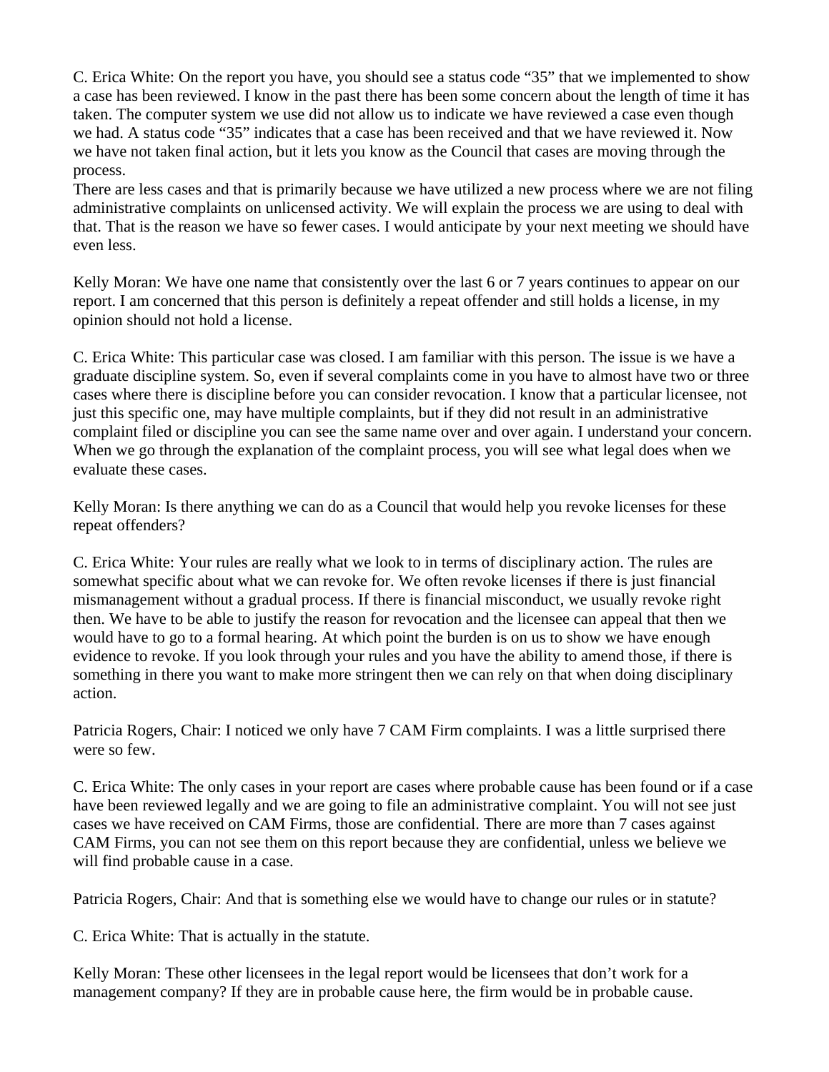C. Erica White: On the report you have, you should see a status code "35" that we implemented to show a case has been reviewed. I know in the past there has been some concern about the length of time it has taken. The computer system we use did not allow us to indicate we have reviewed a case even though we had. A status code "35" indicates that a case has been received and that we have reviewed it. Now we have not taken final action, but it lets you know as the Council that cases are moving through the process.
There are less cases and that is primarily because we have utilized a new process where we are not filing administrative complaints on unlicensed activity. We will explain the process we are using to deal with that. That is the reason we have so fewer cases. I would anticipate by your next meeting we should have even less.

Kelly Moran: We have one name that consistently over the last 6 or 7 years continues to appear on our report. I am concerned that this person is definitely a repeat offender and still holds a license, in my opinion should not hold a license.

C. Erica White: This particular case was closed. I am familiar with this person. The issue is we have a graduate discipline system. So, even if several complaints come in you have to almost have two or three cases where there is discipline before you can consider revocation. I know that a particular licensee, not just this specific one, may have multiple complaints, but if they did not result in an administrative complaint filed or discipline you can see the same name over and over again. I understand your concern. When we go through the explanation of the complaint process, you will see what legal does when we evaluate these cases.

Kelly Moran: Is there anything we can do as a Council that would help you revoke licenses for these repeat offenders?

C. Erica White: Your rules are really what we look to in terms of disciplinary action. The rules are somewhat specific about what we can revoke for. We often revoke licenses if there is just financial mismanagement without a gradual process. If there is financial misconduct, we usually revoke right then. We have to be able to justify the reason for revocation and the licensee can appeal that then we would have to go to a formal hearing. At which point the burden is on us to show we have enough evidence to revoke. If you look through your rules and you have the ability to amend those, if there is something in there you want to make more stringent then we can rely on that when doing disciplinary action.

Patricia Rogers, Chair: I noticed we only have 7 CAM Firm complaints. I was a little surprised there were so few.

C. Erica White: The only cases in your report are cases where probable cause has been found or if a case have been reviewed legally and we are going to file an administrative complaint. You will not see just cases we have received on CAM Firms, those are confidential. There are more than 7 cases against CAM Firms, you can not see them on this report because they are confidential, unless we believe we will find probable cause in a case.

Patricia Rogers, Chair: And that is something else we would have to change our rules or in statute?

C. Erica White: That is actually in the statute.

Kelly Moran: These other licensees in the legal report would be licensees that don't work for a management company? If they are in probable cause here, the firm would be in probable cause.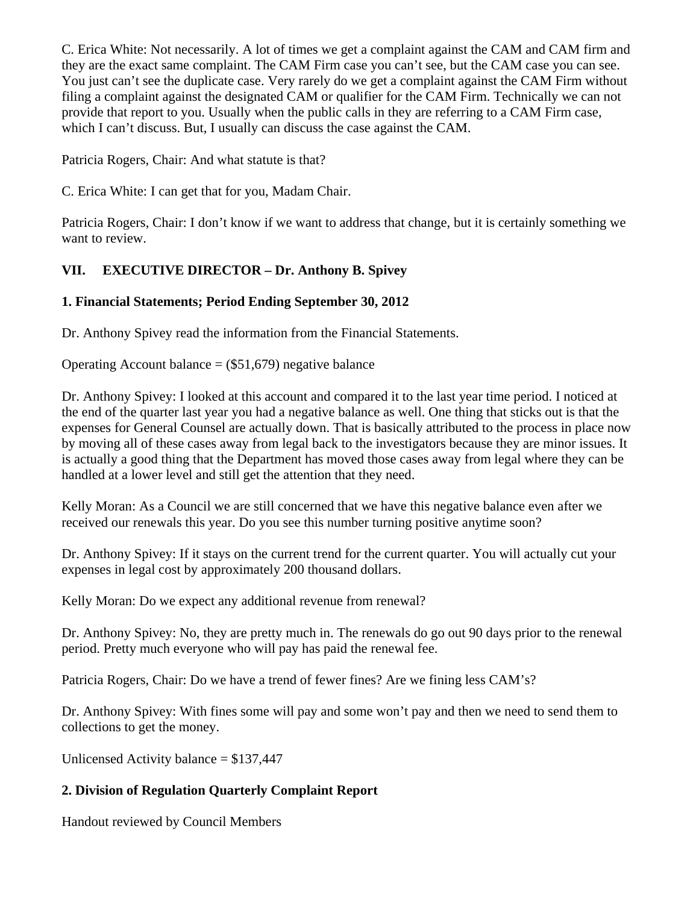C. Erica White: Not necessarily. A lot of times we get a complaint against the CAM and CAM firm and they are the exact same complaint. The CAM Firm case you can't see, but the CAM case you can see. You just can't see the duplicate case. Very rarely do we get a complaint against the CAM Firm without filing a complaint against the designated CAM or qualifier for the CAM Firm. Technically we can not provide that report to you. Usually when the public calls in they are referring to a CAM Firm case, which I can't discuss. But, I usually can discuss the case against the CAM.

Patricia Rogers, Chair: And what statute is that?

C. Erica White: I can get that for you, Madam Chair.

Patricia Rogers, Chair: I don't know if we want to address that change, but it is certainly something we want to review.

## VII. EXECUTIVE DIRECTOR – Dr. Anthony B. Spivey

### 1. Financial Statements; Period Ending September 30, 2012

Dr. Anthony Spivey read the information from the Financial Statements.

Operating Account balance = ($51,679) negative balance

Dr. Anthony Spivey: I looked at this account and compared it to the last year time period. I noticed at the end of the quarter last year you had a negative balance as well. One thing that sticks out is that the expenses for General Counsel are actually down. That is basically attributed to the process in place now by moving all of these cases away from legal back to the investigators because they are minor issues. It is actually a good thing that the Department has moved those cases away from legal where they can be handled at a lower level and still get the attention that they need.

Kelly Moran: As a Council we are still concerned that we have this negative balance even after we received our renewals this year. Do you see this number turning positive anytime soon?

Dr. Anthony Spivey: If it stays on the current trend for the current quarter. You will actually cut your expenses in legal cost by approximately 200 thousand dollars.

Kelly Moran: Do we expect any additional revenue from renewal?

Dr. Anthony Spivey: No, they are pretty much in. The renewals do go out 90 days prior to the renewal period. Pretty much everyone who will pay has paid the renewal fee.

Patricia Rogers, Chair: Do we have a trend of fewer fines? Are we fining less CAM's?

Dr. Anthony Spivey: With fines some will pay and some won't pay and then we need to send them to collections to get the money.

Unlicensed Activity balance = $137,447

### 2. Division of Regulation Quarterly Complaint Report

Handout reviewed by Council Members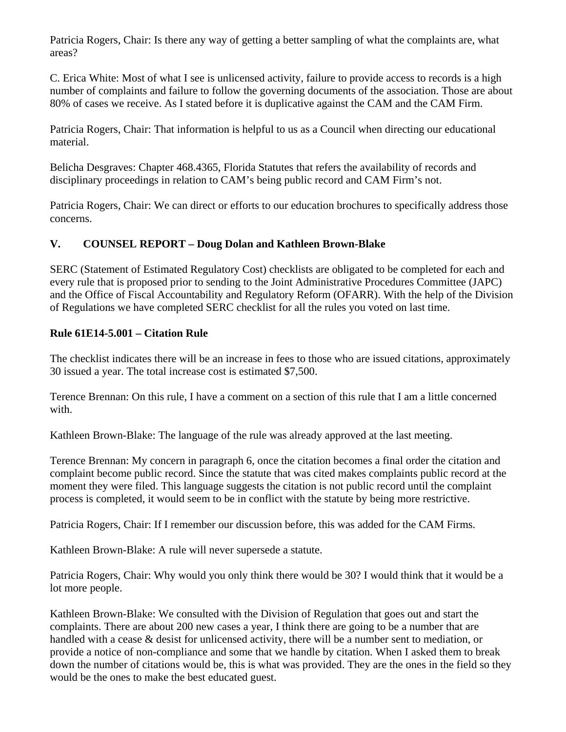Patricia Rogers, Chair: Is there any way of getting a better sampling of what the complaints are, what areas?

C. Erica White: Most of what I see is unlicensed activity, failure to provide access to records is a high number of complaints and failure to follow the governing documents of the association. Those are about 80% of cases we receive. As I stated before it is duplicative against the CAM and the CAM Firm.

Patricia Rogers, Chair: That information is helpful to us as a Council when directing our educational material.

Belicha Desgraves: Chapter 468.4365, Florida Statutes that refers the availability of records and disciplinary proceedings in relation to CAM's being public record and CAM Firm's not.

Patricia Rogers, Chair: We can direct or efforts to our education brochures to specifically address those concerns.

## V. COUNSEL REPORT – Doug Dolan and Kathleen Brown-Blake

SERC (Statement of Estimated Regulatory Cost) checklists are obligated to be completed for each and every rule that is proposed prior to sending to the Joint Administrative Procedures Committee (JAPC) and the Office of Fiscal Accountability and Regulatory Reform (OFARR). With the help of the Division of Regulations we have completed SERC checklist for all the rules you voted on last time.

### Rule 61E14-5.001 – Citation Rule

The checklist indicates there will be an increase in fees to those who are issued citations, approximately 30 issued a year. The total increase cost is estimated $7,500.

Terence Brennan: On this rule, I have a comment on a section of this rule that I am a little concerned with.

Kathleen Brown-Blake: The language of the rule was already approved at the last meeting.

Terence Brennan: My concern in paragraph 6, once the citation becomes a final order the citation and complaint become public record. Since the statute that was cited makes complaints public record at the moment they were filed. This language suggests the citation is not public record until the complaint process is completed, it would seem to be in conflict with the statute by being more restrictive.

Patricia Rogers, Chair: If I remember our discussion before, this was added for the CAM Firms.

Kathleen Brown-Blake: A rule will never supersede a statute.

Patricia Rogers, Chair: Why would you only think there would be 30? I would think that it would be a lot more people.

Kathleen Brown-Blake: We consulted with the Division of Regulation that goes out and start the complaints. There are about 200 new cases a year, I think there are going to be a number that are handled with a cease & desist for unlicensed activity, there will be a number sent to mediation, or provide a notice of non-compliance and some that we handle by citation. When I asked them to break down the number of citations would be, this is what was provided. They are the ones in the field so they would be the ones to make the best educated guest.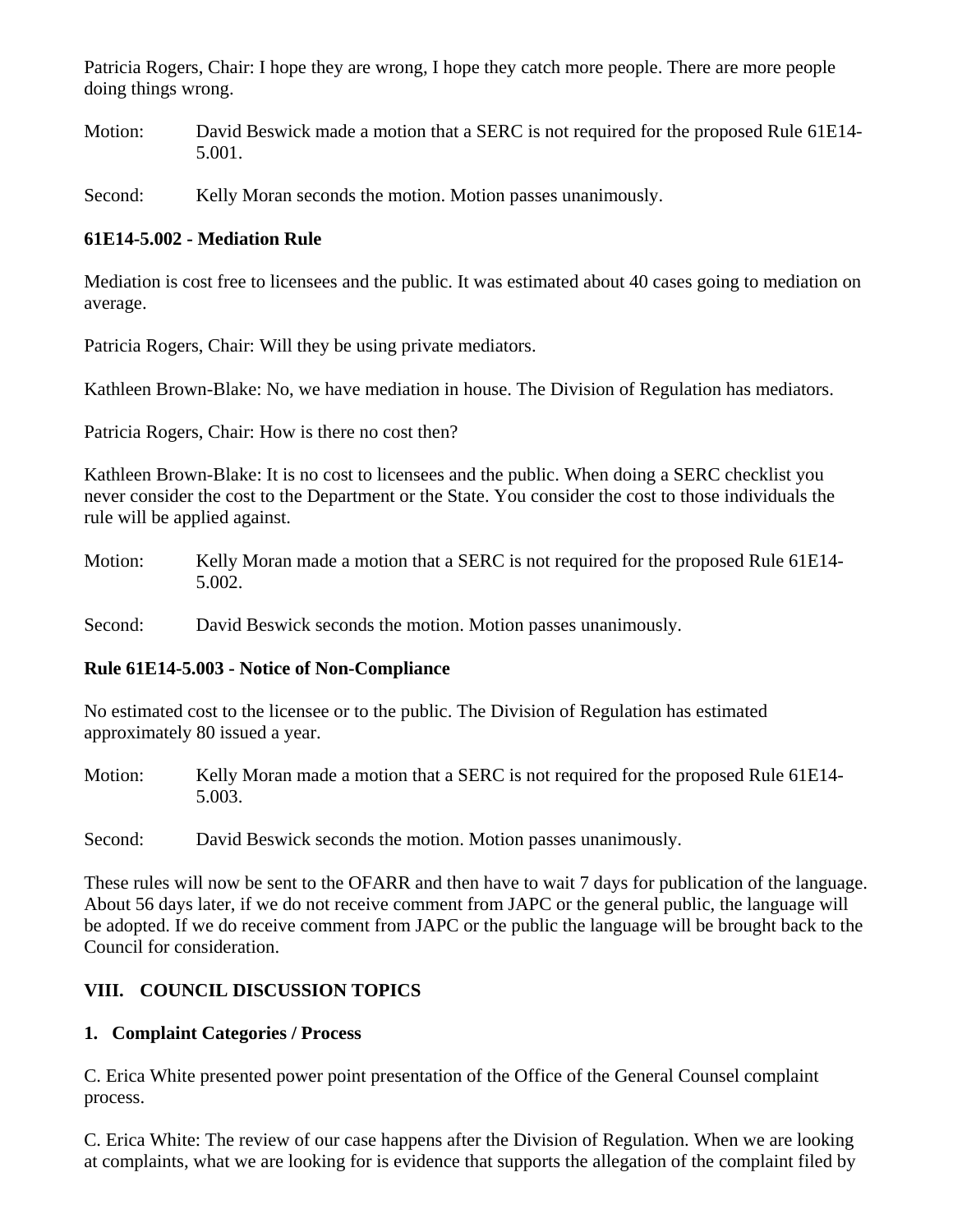Patricia Rogers, Chair: I hope they are wrong, I hope they catch more people. There are more people doing things wrong.

Motion: David Beswick made a motion that a SERC is not required for the proposed Rule 61E14-5.001.

Second: Kelly Moran seconds the motion. Motion passes unanimously.

**61E14-5.002 - Mediation Rule**

Mediation is cost free to licensees and the public. It was estimated about 40 cases going to mediation on average.

Patricia Rogers, Chair: Will they be using private mediators.

Kathleen Brown-Blake: No, we have mediation in house. The Division of Regulation has mediators.

Patricia Rogers, Chair: How is there no cost then?

Kathleen Brown-Blake: It is no cost to licensees and the public. When doing a SERC checklist you never consider the cost to the Department or the State. You consider the cost to those individuals the rule will be applied against.

Motion: Kelly Moran made a motion that a SERC is not required for the proposed Rule 61E14-5.002.

Second: David Beswick seconds the motion. Motion passes unanimously.

**Rule 61E14-5.003 - Notice of Non-Compliance**

No estimated cost to the licensee or to the public. The Division of Regulation has estimated approximately 80 issued a year.

Motion: Kelly Moran made a motion that a SERC is not required for the proposed Rule 61E14-5.003.

Second: David Beswick seconds the motion. Motion passes unanimously.

These rules will now be sent to the OFARR and then have to wait 7 days for publication of the language. About 56 days later, if we do not receive comment from JAPC or the general public, the language will be adopted. If we do receive comment from JAPC or the public the language will be brought back to the Council for consideration.

## VIII. COUNCIL DISCUSSION TOPICS

**1. Complaint Categories / Process**

C. Erica White presented power point presentation of the Office of the General Counsel complaint process.

C. Erica White: The review of our case happens after the Division of Regulation. When we are looking at complaints, what we are looking for is evidence that supports the allegation of the complaint filed by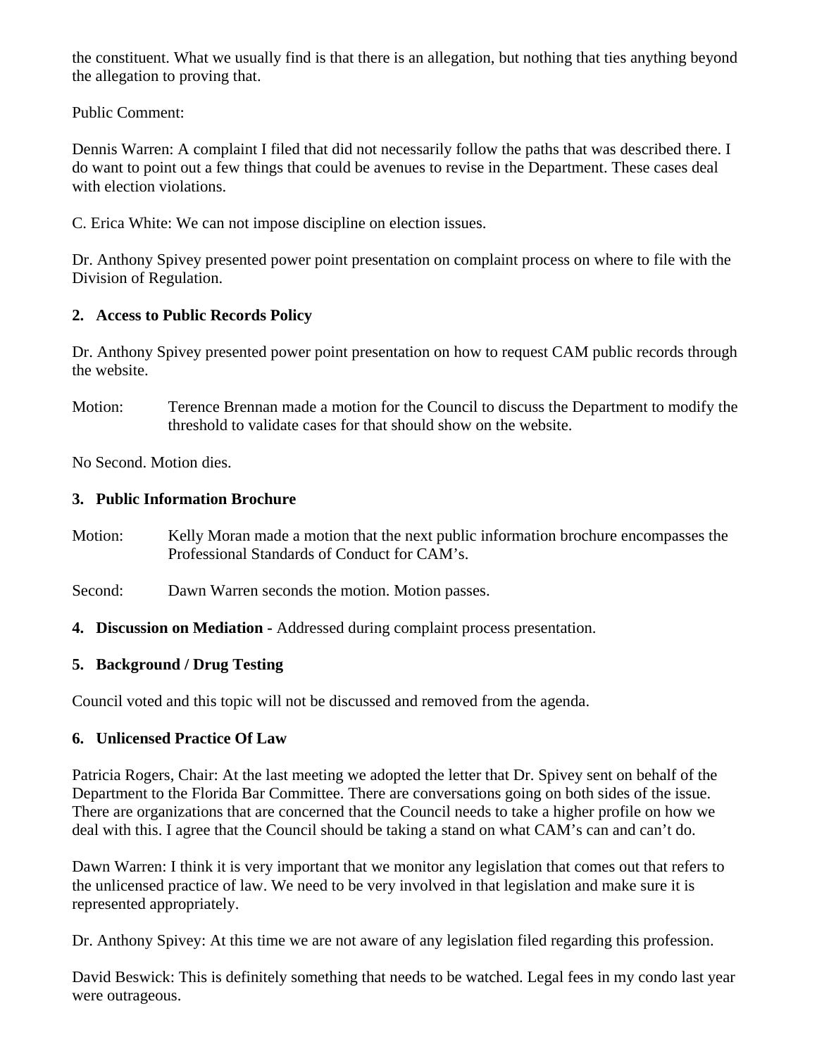the constituent. What we usually find is that there is an allegation, but nothing that ties anything beyond the allegation to proving that.

Public Comment:

Dennis Warren: A complaint I filed that did not necessarily follow the paths that was described there. I do want to point out a few things that could be avenues to revise in the Department. These cases deal with election violations.

C. Erica White: We can not impose discipline on election issues.

Dr. Anthony Spivey presented power point presentation on complaint process on where to file with the Division of Regulation.

**2. Access to Public Records Policy**

Dr. Anthony Spivey presented power point presentation on how to request CAM public records through the website.

Motion: Terence Brennan made a motion for the Council to discuss the Department to modify the threshold to validate cases for that should show on the website.

No Second. Motion dies.

**3. Public Information Brochure**

Motion: Kelly Moran made a motion that the next public information brochure encompasses the Professional Standards of Conduct for CAM's.

Second: Dawn Warren seconds the motion. Motion passes.

**4. Discussion on Mediation -** Addressed during complaint process presentation.

**5. Background / Drug Testing**

Council voted and this topic will not be discussed and removed from the agenda.

**6. Unlicensed Practice Of Law**

Patricia Rogers, Chair: At the last meeting we adopted the letter that Dr. Spivey sent on behalf of the Department to the Florida Bar Committee. There are conversations going on both sides of the issue. There are organizations that are concerned that the Council needs to take a higher profile on how we deal with this. I agree that the Council should be taking a stand on what CAM's can and can't do.

Dawn Warren: I think it is very important that we monitor any legislation that comes out that refers to the unlicensed practice of law. We need to be very involved in that legislation and make sure it is represented appropriately.

Dr. Anthony Spivey: At this time we are not aware of any legislation filed regarding this profession.

David Beswick: This is definitely something that needs to be watched. Legal fees in my condo last year were outrageous.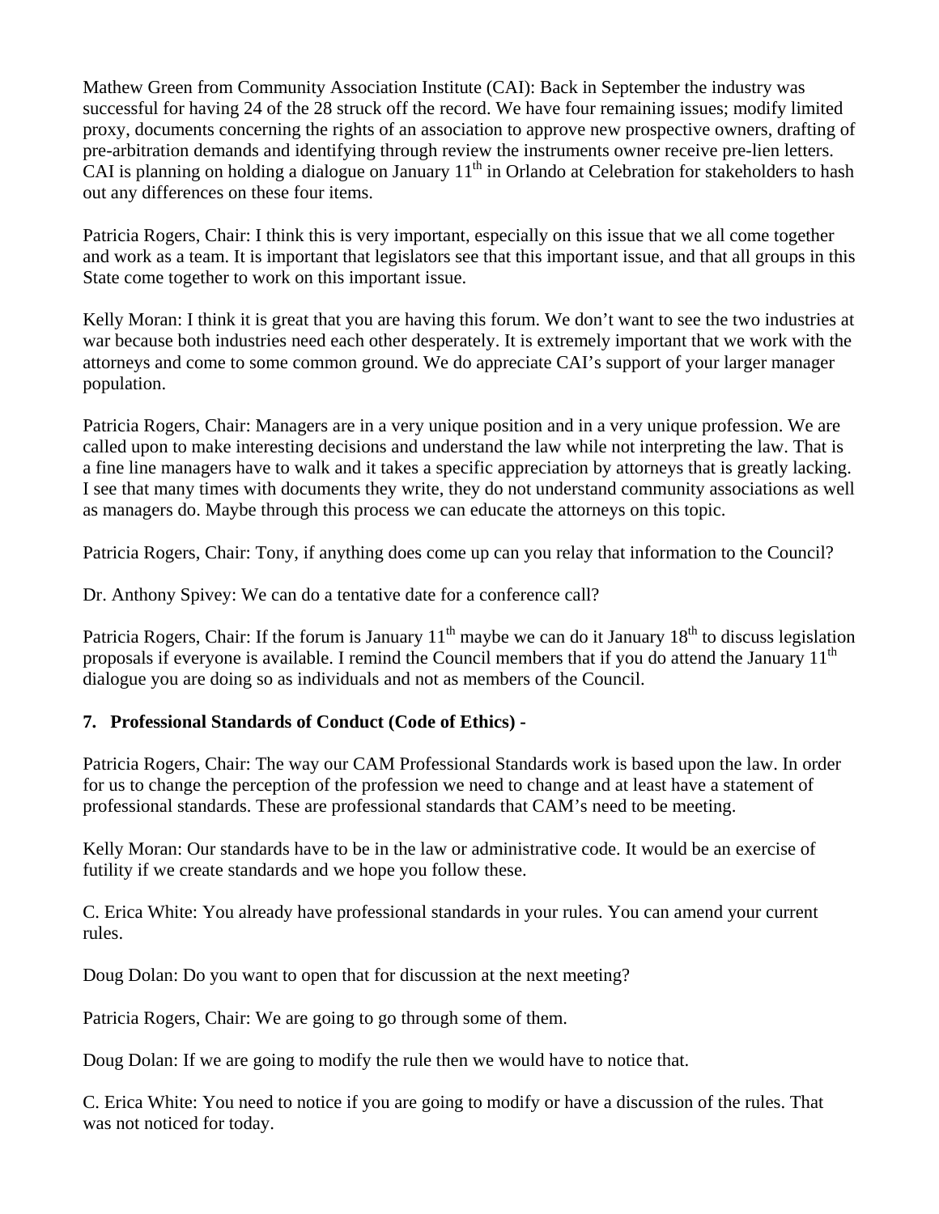Mathew Green from Community Association Institute (CAI): Back in September the industry was successful for having 24 of the 28 struck off the record. We have four remaining issues; modify limited proxy, documents concerning the rights of an association to approve new prospective owners, drafting of pre-arbitration demands and identifying through review the instruments owner receive pre-lien letters. CAI is planning on holding a dialogue on January 11th in Orlando at Celebration for stakeholders to hash out any differences on these four items.

Patricia Rogers, Chair: I think this is very important, especially on this issue that we all come together and work as a team. It is important that legislators see that this important issue, and that all groups in this State come together to work on this important issue.

Kelly Moran: I think it is great that you are having this forum. We don't want to see the two industries at war because both industries need each other desperately. It is extremely important that we work with the attorneys and come to some common ground. We do appreciate CAI's support of your larger manager population.

Patricia Rogers, Chair: Managers are in a very unique position and in a very unique profession. We are called upon to make interesting decisions and understand the law while not interpreting the law. That is a fine line managers have to walk and it takes a specific appreciation by attorneys that is greatly lacking. I see that many times with documents they write, they do not understand community associations as well as managers do. Maybe through this process we can educate the attorneys on this topic.

Patricia Rogers, Chair: Tony, if anything does come up can you relay that information to the Council?

Dr. Anthony Spivey: We can do a tentative date for a conference call?

Patricia Rogers, Chair: If the forum is January 11th maybe we can do it January 18th to discuss legislation proposals if everyone is available. I remind the Council members that if you do attend the January 11th dialogue you are doing so as individuals and not as members of the Council.

**7. Professional Standards of Conduct (Code of Ethics) -**

Patricia Rogers, Chair: The way our CAM Professional Standards work is based upon the law. In order for us to change the perception of the profession we need to change and at least have a statement of professional standards. These are professional standards that CAM's need to be meeting.

Kelly Moran: Our standards have to be in the law or administrative code. It would be an exercise of futility if we create standards and we hope you follow these.

C. Erica White: You already have professional standards in your rules. You can amend your current rules.

Doug Dolan: Do you want to open that for discussion at the next meeting?

Patricia Rogers, Chair: We are going to go through some of them.

Doug Dolan: If we are going to modify the rule then we would have to notice that.

C. Erica White: You need to notice if you are going to modify or have a discussion of the rules. That was not noticed for today.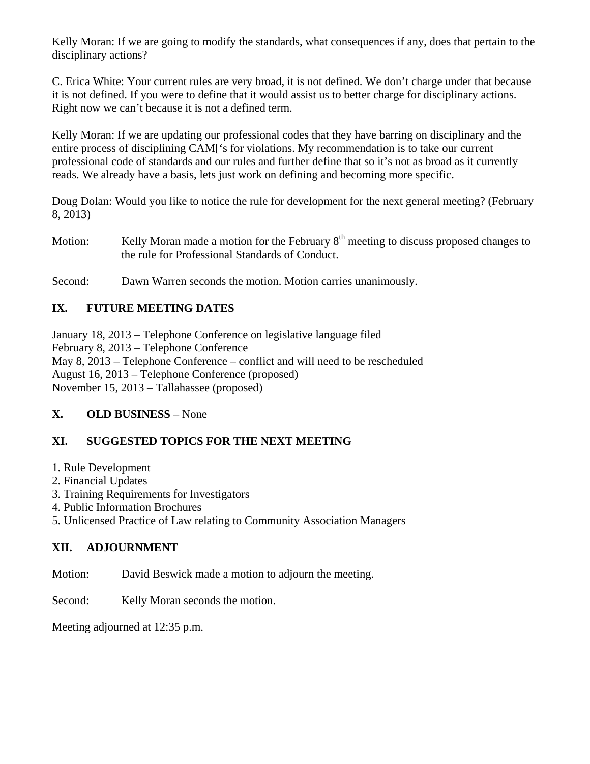Kelly Moran: If we are going to modify the standards, what consequences if any, does that pertain to the disciplinary actions?

C. Erica White: Your current rules are very broad, it is not defined. We don't charge under that because it is not defined. If you were to define that it would assist us to better charge for disciplinary actions. Right now we can't because it is not a defined term.

Kelly Moran: If we are updating our professional codes that they have barring on disciplinary and the entire process of disciplining CAM['s for violations. My recommendation is to take our current professional code of standards and our rules and further define that so it's not as broad as it currently reads. We already have a basis, lets just work on defining and becoming more specific.

Doug Dolan: Would you like to notice the rule for development for the next general meeting? (February 8, 2013)

Motion: Kelly Moran made a motion for the February 8th meeting to discuss proposed changes to the rule for Professional Standards of Conduct.

Second: Dawn Warren seconds the motion. Motion carries unanimously.

## IX. FUTURE MEETING DATES

January 18, 2013 – Telephone Conference on legislative language filed
February 8, 2013 – Telephone Conference
May 8, 2013 – Telephone Conference – conflict and will need to be rescheduled
August 16, 2013 – Telephone Conference (proposed)
November 15, 2013 – Tallahassee (proposed)

## X. OLD BUSINESS – None

## XI. SUGGESTED TOPICS FOR THE NEXT MEETING

1. Rule Development
2. Financial Updates
3. Training Requirements for Investigators
4. Public Information Brochures
5. Unlicensed Practice of Law relating to Community Association Managers

## XII. ADJOURNMENT

Motion: David Beswick made a motion to adjourn the meeting.

Second: Kelly Moran seconds the motion.

Meeting adjourned at 12:35 p.m.